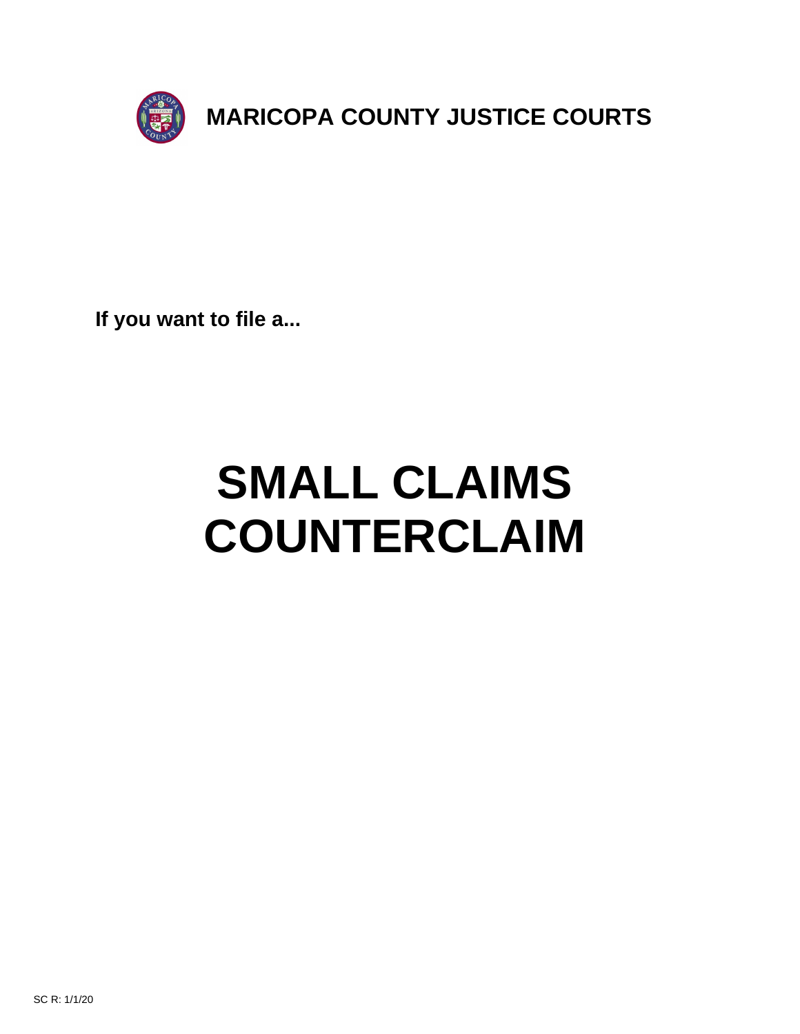# MARICOPA COUNTY JUSTICE COURTS

**If you want to file a...**

# SMALL CLAIMS COUNTERCLAIM

SC R: 1/1/20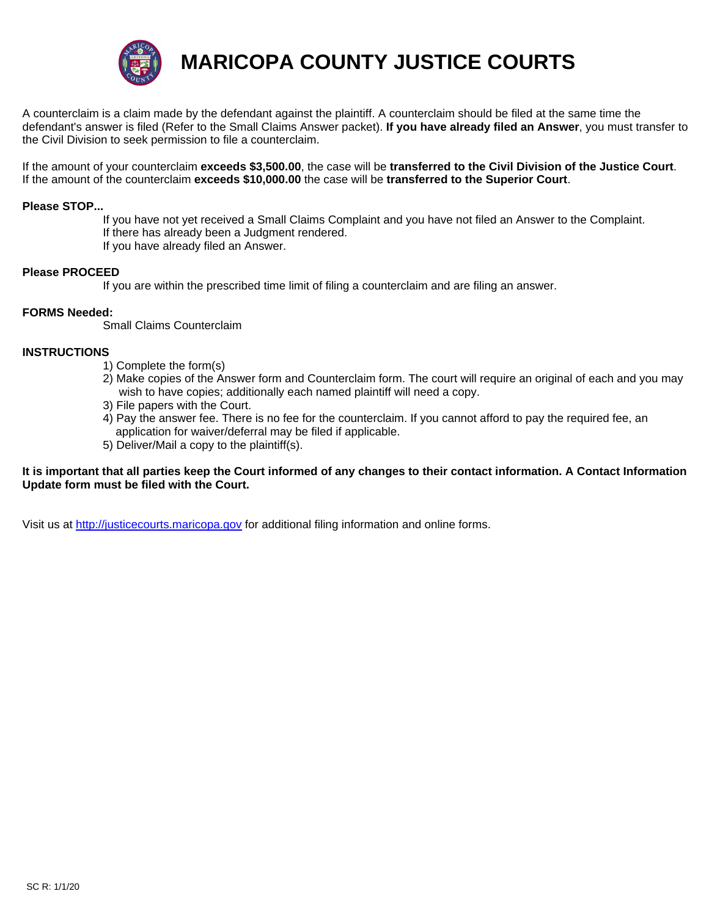# MARICOPA COUNTY JUSTICE COURTS

A counterclaim is a claim made by the defendant against the plaintiff. A counterclaim should be filed at the same time the defendant's answer is filed (Refer to the Small Claims Answer packet). **If you have already filed an Answer**, you must transfer to the Civil Division to seek permission to file a counterclaim.

If the amount of your counterclaim **exceeds $3,500.00**, the case will be **transferred to the Civil Division of the Justice Court**. If the amount of the counterclaim **exceeds $10,000.00** the case will be **transferred to the Superior Court**.

**Please STOP...**

If you have not yet received a Small Claims Complaint and you have not filed an Answer to the Complaint.
If there has already been a Judgment rendered.
If you have already filed an Answer.

**Please PROCEED**

If you are within the prescribed time limit of filing a counterclaim and are filing an answer.

**FORMS Needed:**

Small Claims Counterclaim

**INSTRUCTIONS**

1) Complete the form(s)
2) Make copies of the Answer form and Counterclaim form. The court will require an original of each and you may wish to have copies; additionally each named plaintiff will need a copy.
3) File papers with the Court.
4) Pay the answer fee. There is no fee for the counterclaim. If you cannot afford to pay the required fee, an application for waiver/deferral may be filed if applicable.
5) Deliver/Mail a copy to the plaintiff(s).

**It is important that all parties keep the Court informed of any changes to their contact information. A Contact Information Update form must be filed with the Court.**

Visit us at [http://justicecourts.maricopa.gov](http://justicecourts.maricopa.gov) for additional filing information and online forms.

SC R: 1/1/20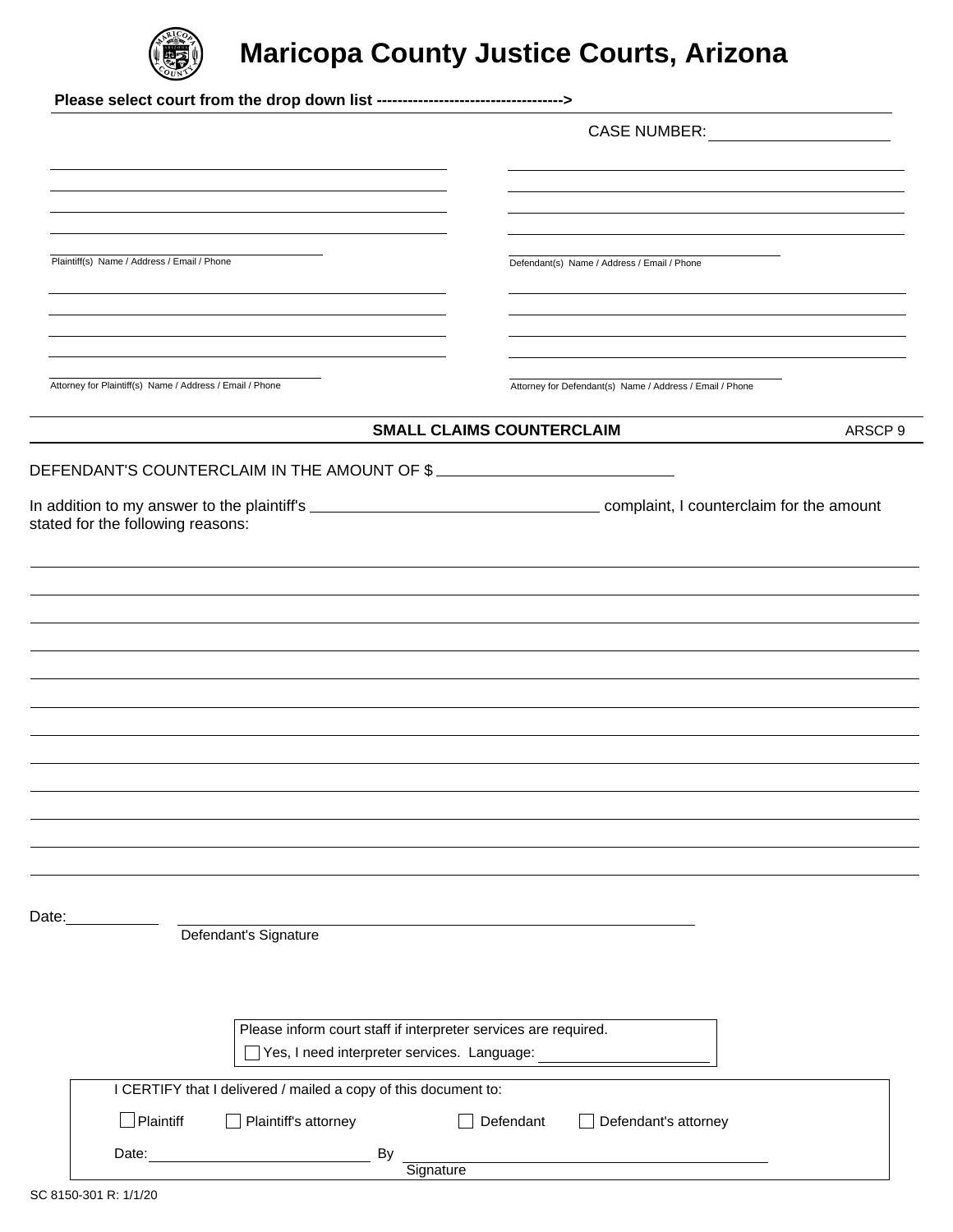# Maricopa County Justice Courts, Arizona

**Please select court from the drop down list ----------------------------------->**

CASE NUMBER: ____________________

Plaintiff(s) Name / Address / Email / Phone

Defendant(s) Name / Address / Email / Phone

Attorney for Plaintiff(s) Name / Address / Email / Phone

Attorney for Defendant(s) Name / Address / Email / Phone

## SMALL CLAIMS COUNTERCLAIM

ARSCP 9

DEFENDANT'S COUNTERCLAIM IN THE AMOUNT OF $ ____________________

In addition to my answer to the plaintiff's ____________________ complaint, I counterclaim for the amount stated for the following reasons:

Date: __________ ____________________
Defendant's Signature

Please inform court staff if interpreter services are required.
☐ Yes, I need interpreter services. Language: ____________________

I CERTIFY that I delivered / mailed a copy of this document to:

☐ Plaintiff ☐ Plaintiff's attorney ☐ Defendant ☐ Defendant's attorney

Date: ____________________ By ____________________
Signature

SC 8150-301 R: 1/1/20